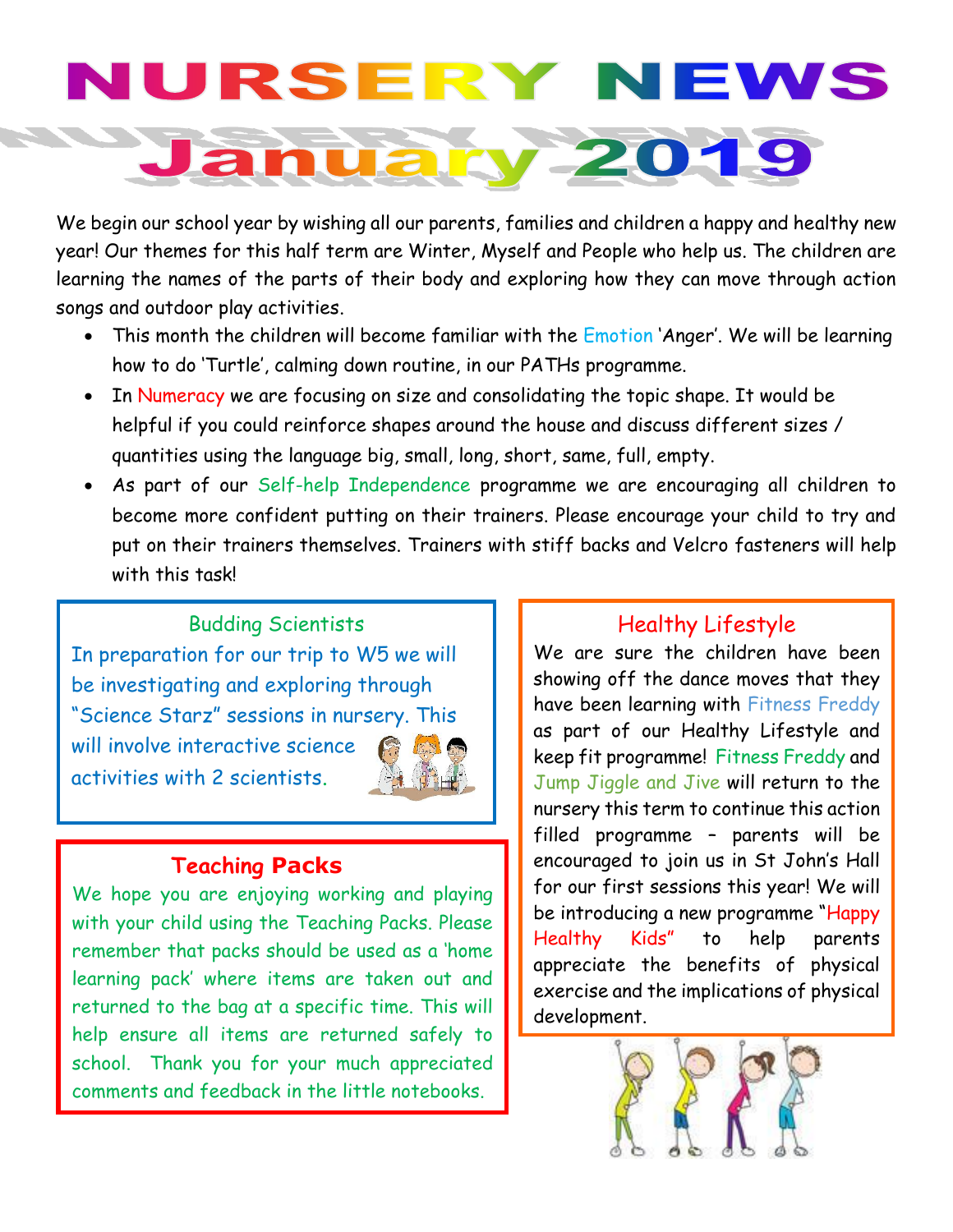# NURSERY NEWS

# January 2019

We begin our school year by wishing all our parents, families and children a happy and healthy new year! Our themes for this half term are Winter, Myself and People who help us. The children are learning the names of the parts of their body and exploring how they can move through action songs and outdoor play activities.

- This month the children will become familiar with the Emotion 'Anger'. We will be learning how to do 'Turtle', calming down routine, in our PATHs programme.
- In Numeracy we are focusing on size and consolidating the topic shape. It would be helpful if you could reinforce shapes around the house and discuss different sizes / quantities using the language big, small, long, short, same, full, empty.
- As part of our Self-help Independence programme we are encouraging all children to become more confident putting on their trainers. Please encourage your child to try and put on their trainers themselves. Trainers with stiff backs and Velcro fasteners will help with this task!

## Budding Scientists

In preparation for our trip to W5 we will be investigating and exploring through "Science Starz" sessions in nursery. This will involve interactive science activities with 2 scientists.

## Teaching Packs

We hope you are enjoying working and playing with your child using the Teaching Packs. Please remember that packs should be used as a 'home learning pack' where items are taken out and returned to the bag at a specific time. This will help ensure all items are returned safely to school. Thank you for your much appreciated comments and feedback in the little notebooks.

## Healthy Lifestyle

We are sure the children have been showing off the dance moves that they have been learning with Fitness Freddy as part of our Healthy Lifestyle and keep fit programme! Fitness Freddy and Jump Jiggle and Jive will return to the nursery this term to continue this action filled programme – parents will be encouraged to join us in St John's Hall for our first sessions this year! We will be introducing a new programme "Happy Healthy Kids" to help parents appreciate the benefits of physical exercise and the implications of physical development.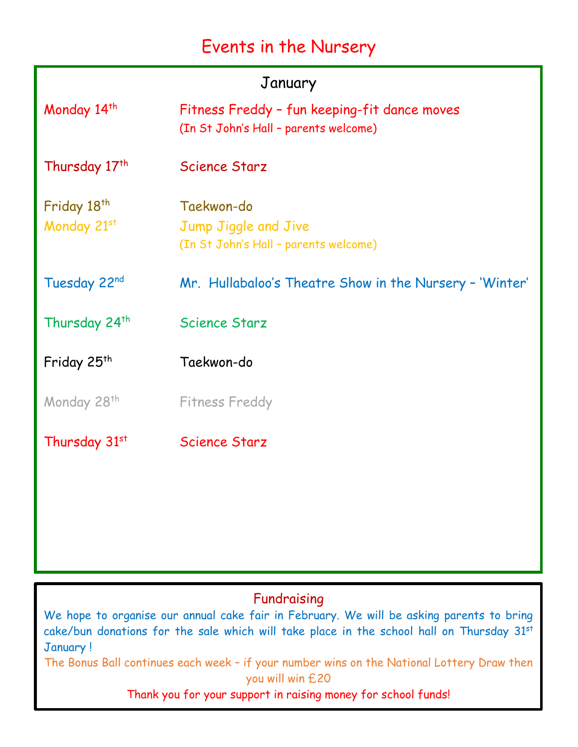# Events in the Nursery

## January

| | |
|---|---|
| Monday 14th | Fitness Freddy – fun keeping-fit dance moves<br>(In St John's Hall – parents welcome) |
| Thursday 17th | Science Starz |
| Friday 18th | Taekwon-do |
| Monday 21st | Jump Jiggle and Jive<br>(In St John's Hall – parents welcome) |
| Tuesday 22nd | Mr. Hullabaloo's Theatre Show in the Nursery – 'Winter' |
| Thursday 24th | Science Starz |
| Friday 25th | Taekwon-do |
| Monday 28th | Fitness Freddy |
| Thursday 31st | Science Starz |

## Fundraising

We hope to organise our annual cake fair in February. We will be asking parents to bring cake/bun donations for the sale which will take place in the school hall on Thursday 31st January !

The Bonus Ball continues each week – if your number wins on the National Lottery Draw then you will win £20

Thank you for your support in raising money for school funds!